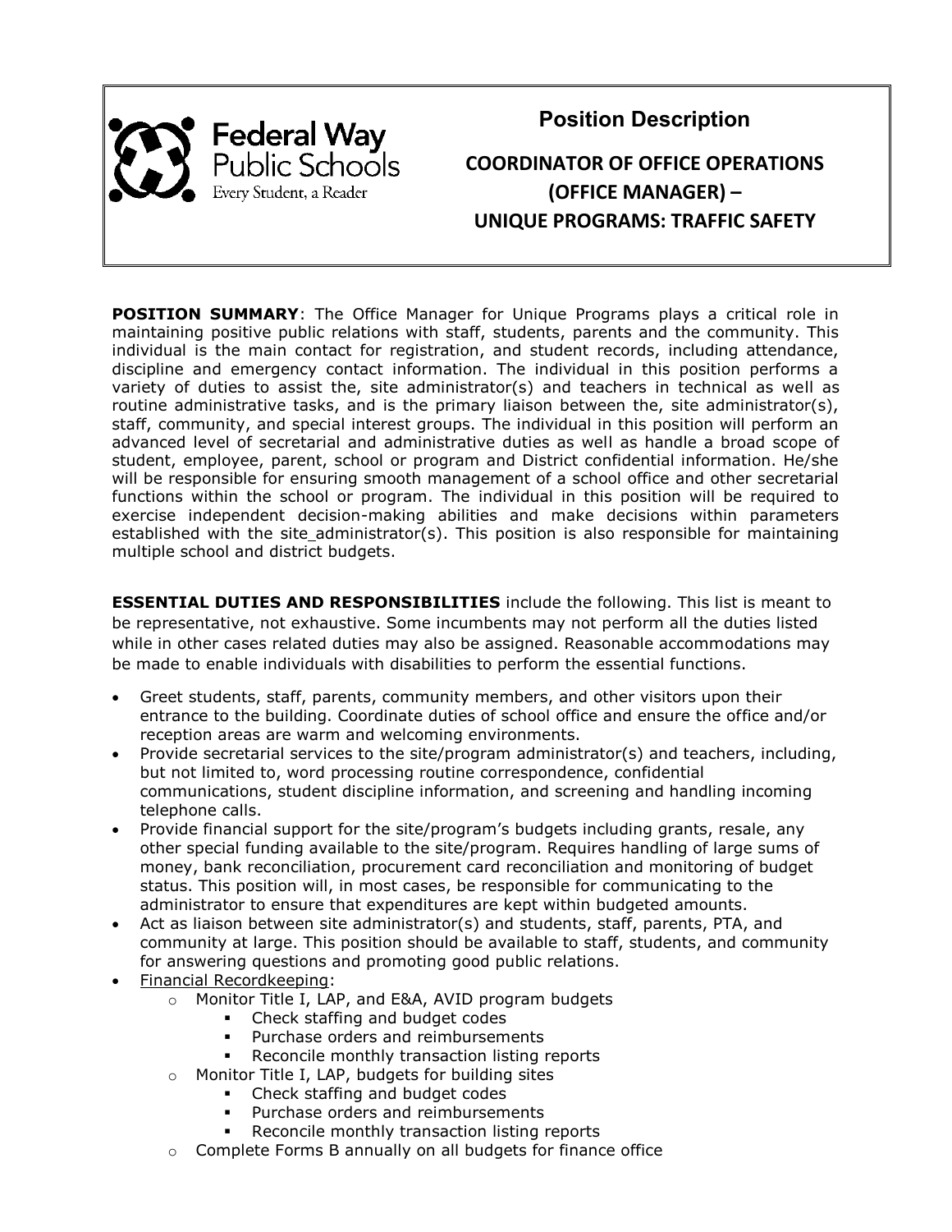Federal Way Public Schools

Every Student, a Reader

# Position Description

## COORDINATOR OF OFFICE OPERATIONS (OFFICE MANAGER) – UNIQUE PROGRAMS: TRAFFIC SAFETY

**POSITION SUMMARY**: The Office Manager for Unique Programs plays a critical role in maintaining positive public relations with staff, students, parents and the community. This individual is the main contact for registration, and student records, including attendance, discipline and emergency contact information. The individual in this position performs a variety of duties to assist the, site administrator(s) and teachers in technical as well as routine administrative tasks, and is the primary liaison between the, site administrator(s), staff, community, and special interest groups. The individual in this position will perform an advanced level of secretarial and administrative duties as well as handle a broad scope of student, employee, parent, school or program and District confidential information. He/she will be responsible for ensuring smooth management of a school office and other secretarial functions within the school or program. The individual in this position will be required to exercise independent decision-making abilities and make decisions within parameters established with the site_administrator(s). This position is also responsible for maintaining multiple school and district budgets.

**ESSENTIAL DUTIES AND RESPONSIBILITIES** include the following. This list is meant to be representative, not exhaustive. Some incumbents may not perform all the duties listed while in other cases related duties may also be assigned. Reasonable accommodations may be made to enable individuals with disabilities to perform the essential functions.

- Greet students, staff, parents, community members, and other visitors upon their entrance to the building. Coordinate duties of school office and ensure the office and/or reception areas are warm and welcoming environments.
- Provide secretarial services to the site/program administrator(s) and teachers, including, but not limited to, word processing routine correspondence, confidential communications, student discipline information, and screening and handling incoming telephone calls.
- Provide financial support for the site/program's budgets including grants, resale, any other special funding available to the site/program. Requires handling of large sums of money, bank reconciliation, procurement card reconciliation and monitoring of budget status. This position will, in most cases, be responsible for communicating to the administrator to ensure that expenditures are kept within budgeted amounts.
- Act as liaison between site administrator(s) and students, staff, parents, PTA, and community at large. This position should be available to staff, students, and community for answering questions and promoting good public relations.
- Financial Recordkeeping:
  - Monitor Title I, LAP, and E&A, AVID program budgets
    - Check staffing and budget codes
    - Purchase orders and reimbursements
    - Reconcile monthly transaction listing reports
  - Monitor Title I, LAP, budgets for building sites
    - Check staffing and budget codes
    - Purchase orders and reimbursements
    - Reconcile monthly transaction listing reports
  - Complete Forms B annually on all budgets for finance office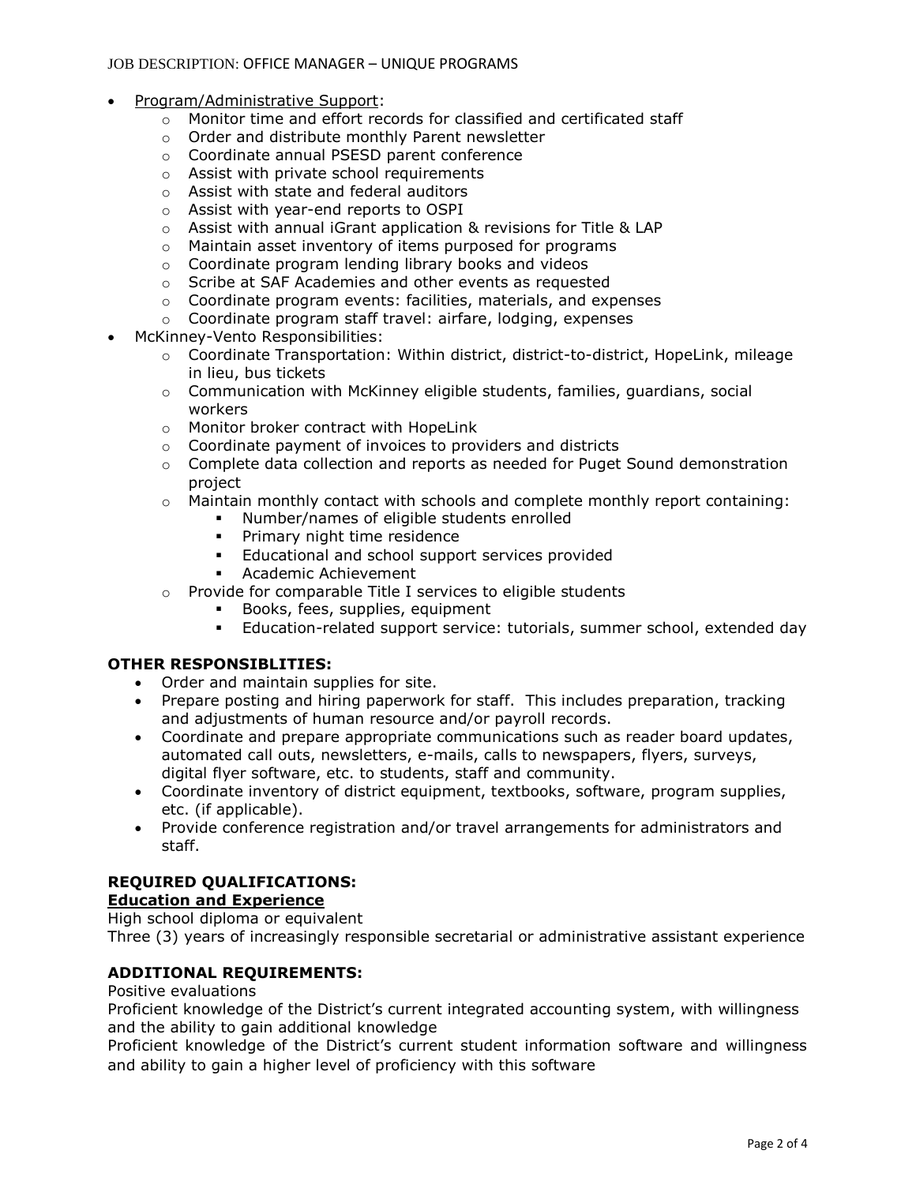- Program/Administrative Support:
  - Monitor time and effort records for classified and certificated staff
  - Order and distribute monthly Parent newsletter
  - Coordinate annual PSESD parent conference
  - Assist with private school requirements
  - Assist with state and federal auditors
  - Assist with year-end reports to OSPI
  - Assist with annual iGrant application & revisions for Title & LAP
  - Maintain asset inventory of items purposed for programs
  - Coordinate program lending library books and videos
  - Scribe at SAF Academies and other events as requested
  - Coordinate program events: facilities, materials, and expenses
  - Coordinate program staff travel: airfare, lodging, expenses
- McKinney-Vento Responsibilities:
  - Coordinate Transportation: Within district, district-to-district, HopeLink, mileage in lieu, bus tickets
  - Communication with McKinney eligible students, families, guardians, social workers
  - Monitor broker contract with HopeLink
  - Coordinate payment of invoices to providers and districts
  - Complete data collection and reports as needed for Puget Sound demonstration project
  - Maintain monthly contact with schools and complete monthly report containing:
    - Number/names of eligible students enrolled
    - Primary night time residence
    - Educational and school support services provided
    - Academic Achievement
  - Provide for comparable Title I services to eligible students
    - Books, fees, supplies, equipment
    - Education-related support service: tutorials, summer school, extended day

**OTHER RESPONSIBLITIES:**

- Order and maintain supplies for site.
- Prepare posting and hiring paperwork for staff. This includes preparation, tracking and adjustments of human resource and/or payroll records.
- Coordinate and prepare appropriate communications such as reader board updates, automated call outs, newsletters, e-mails, calls to newspapers, flyers, surveys, digital flyer software, etc. to students, staff and community.
- Coordinate inventory of district equipment, textbooks, software, program supplies, etc. (if applicable).
- Provide conference registration and/or travel arrangements for administrators and staff.

**REQUIRED QUALIFICATIONS:**

**Education and Experience**

High school diploma or equivalent
Three (3) years of increasingly responsible secretarial or administrative assistant experience

**ADDITIONAL REQUIREMENTS:**

Positive evaluations
Proficient knowledge of the District's current integrated accounting system, with willingness and the ability to gain additional knowledge
Proficient knowledge of the District's current student information software and willingness and ability to gain a higher level of proficiency with this software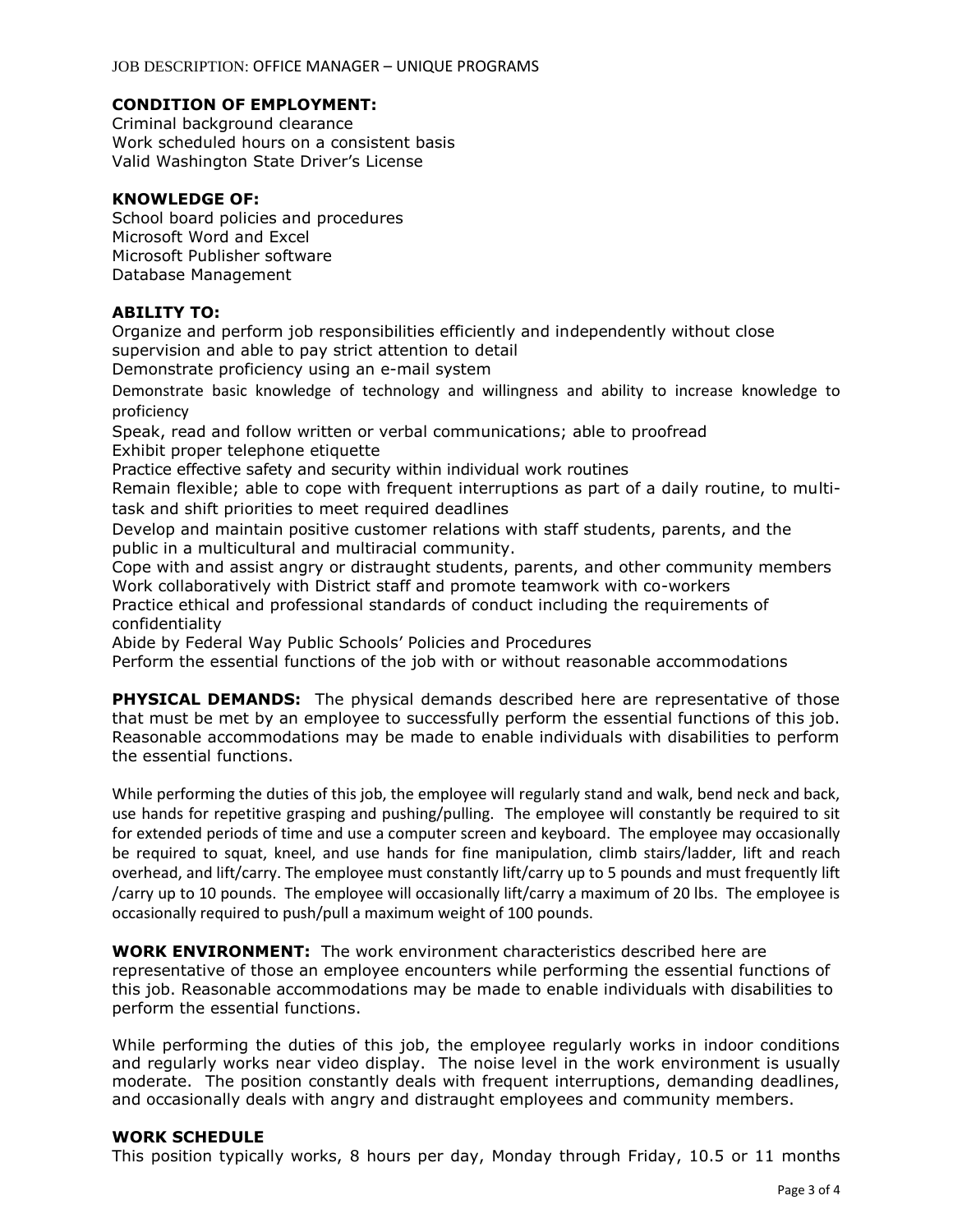**CONDITION OF EMPLOYMENT:**
Criminal background clearance
Work scheduled hours on a consistent basis
Valid Washington State Driver's License

**KNOWLEDGE OF:**
School board policies and procedures
Microsoft Word and Excel
Microsoft Publisher software
Database Management

**ABILITY TO:**
Organize and perform job responsibilities efficiently and independently without close supervision and able to pay strict attention to detail
Demonstrate proficiency using an e-mail system
Demonstrate basic knowledge of technology and willingness and ability to increase knowledge to proficiency
Speak, read and follow written or verbal communications; able to proofread
Exhibit proper telephone etiquette
Practice effective safety and security within individual work routines
Remain flexible; able to cope with frequent interruptions as part of a daily routine, to multi-task and shift priorities to meet required deadlines
Develop and maintain positive customer relations with staff students, parents, and the public in a multicultural and multiracial community.
Cope with and assist angry or distraught students, parents, and other community members
Work collaboratively with District staff and promote teamwork with co-workers
Practice ethical and professional standards of conduct including the requirements of confidentiality
Abide by Federal Way Public Schools' Policies and Procedures
Perform the essential functions of the job with or without reasonable accommodations

**PHYSICAL DEMANDS:** The physical demands described here are representative of those that must be met by an employee to successfully perform the essential functions of this job. Reasonable accommodations may be made to enable individuals with disabilities to perform the essential functions.

While performing the duties of this job, the employee will regularly stand and walk, bend neck and back, use hands for repetitive grasping and pushing/pulling. The employee will constantly be required to sit for extended periods of time and use a computer screen and keyboard. The employee may occasionally be required to squat, kneel, and use hands for fine manipulation, climb stairs/ladder, lift and reach overhead, and lift/carry. The employee must constantly lift/carry up to 5 pounds and must frequently lift /carry up to 10 pounds. The employee will occasionally lift/carry a maximum of 20 lbs. The employee is occasionally required to push/pull a maximum weight of 100 pounds.

**WORK ENVIRONMENT:** The work environment characteristics described here are representative of those an employee encounters while performing the essential functions of this job. Reasonable accommodations may be made to enable individuals with disabilities to perform the essential functions.

While performing the duties of this job, the employee regularly works in indoor conditions and regularly works near video display. The noise level in the work environment is usually moderate. The position constantly deals with frequent interruptions, demanding deadlines, and occasionally deals with angry and distraught employees and community members.

**WORK SCHEDULE**
This position typically works, 8 hours per day, Monday through Friday, 10.5 or 11 months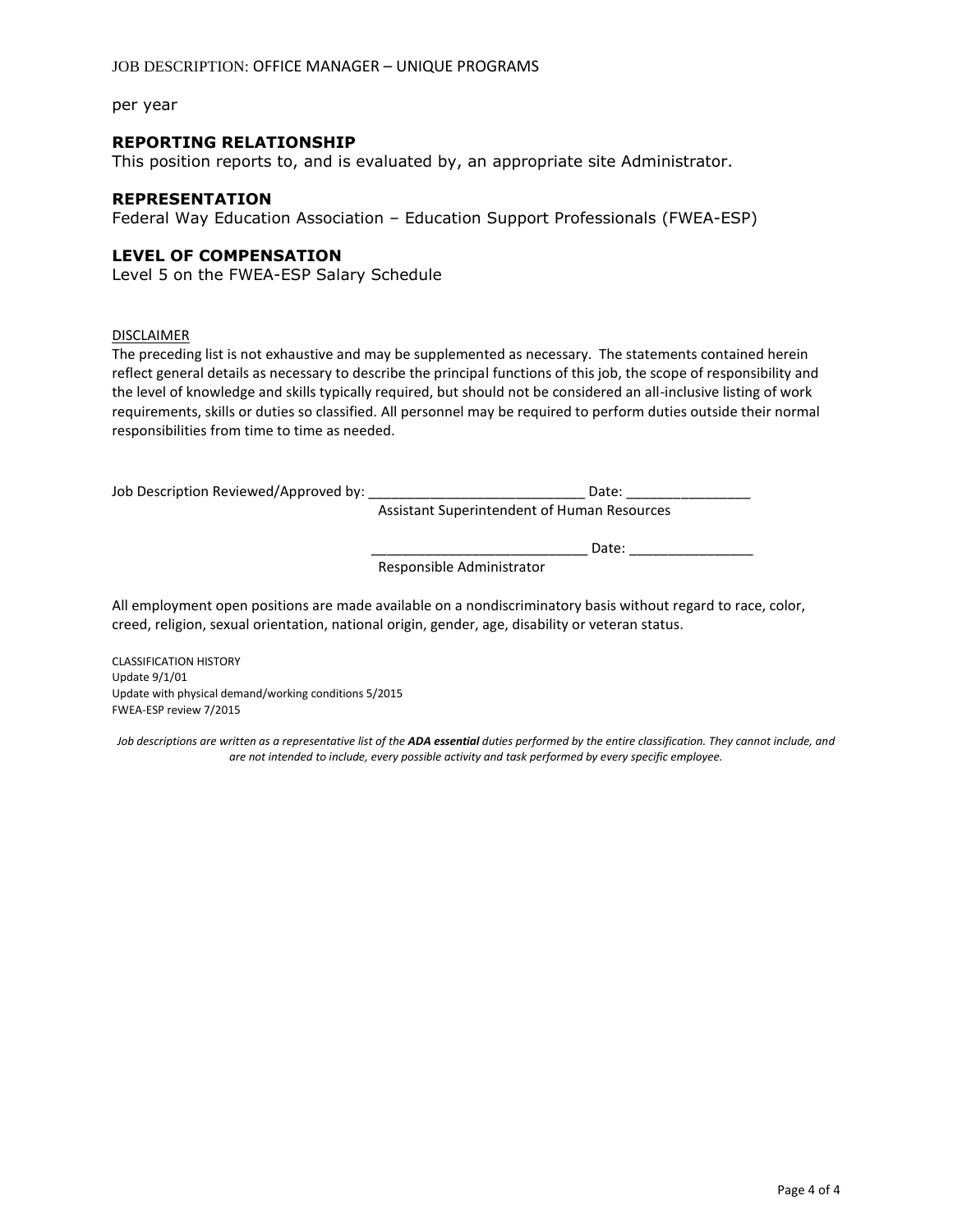per year

## REPORTING RELATIONSHIP

This position reports to, and is evaluated by, an appropriate site Administrator.

## REPRESENTATION

Federal Way Education Association – Education Support Professionals (FWEA-ESP)

## LEVEL OF COMPENSATION

Level 5 on the FWEA-ESP Salary Schedule

DISCLAIMER

The preceding list is not exhaustive and may be supplemented as necessary. The statements contained herein reflect general details as necessary to describe the principal functions of this job, the scope of responsibility and the level of knowledge and skills typically required, but should not be considered an all-inclusive listing of work requirements, skills or duties so classified. All personnel may be required to perform duties outside their normal responsibilities from time to time as needed.

Job Description Reviewed/Approved by: ____________________________ Date: ________________

Assistant Superintendent of Human Resources

____________________________ Date: ________________

Responsible Administrator

All employment open positions are made available on a nondiscriminatory basis without regard to race, color, creed, religion, sexual orientation, national origin, gender, age, disability or veteran status.

CLASSIFICATION HISTORY
Update 9/1/01
Update with physical demand/working conditions 5/2015
FWEA-ESP review 7/2015

*Job descriptions are written as a representative list of the **ADA essential** duties performed by the entire classification. They cannot include, and are not intended to include, every possible activity and task performed by every specific employee.*